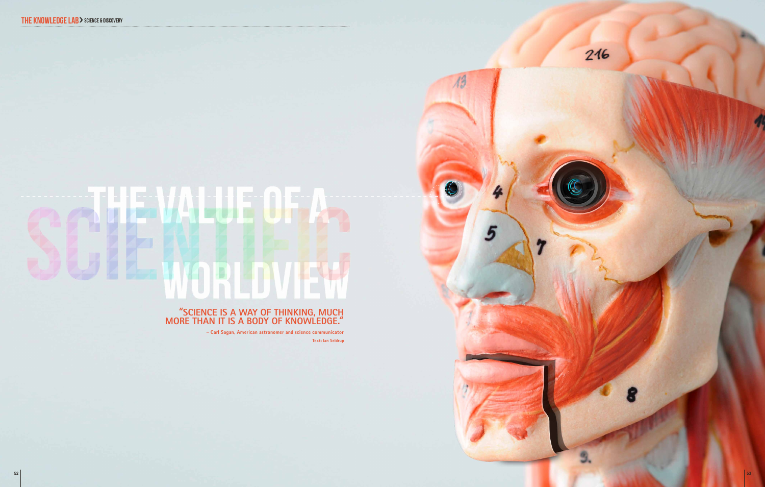# THE VALUE OF A SCIENTIFIC WORLDVIEW

**"SCIENCE IS A WAY OF THINKING, MUCH MORE THAN IT IS A BODY OF KNOWLEDGE."**

– Carl Sagan, American astronomer and science communicator

Text: Ian Seldrup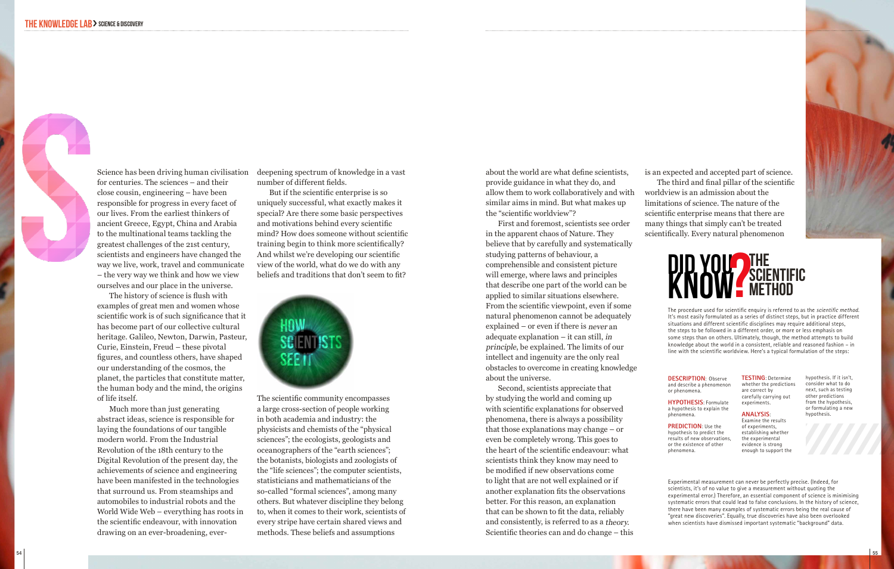Science has been driving human civilisation for centuries. The sciences – and their close cousin, engineering – have been responsible for progress in every facet of our lives. From the earliest thinkers of ancient Greece, Egypt, China and Arabia to the multinational teams tackling the greatest challenges of the 21st century, scientists and engineers have changed the way we live, work, travel and communicate – the very way we think and how we view ourselves and our place in the universe.

The history of science is flush with examples of great men and women whose scientific work is of such significance that it has become part of our collective cultural heritage. Galileo, Newton, Darwin, Pasteur, Curie, Einstein, Freud – these pivotal figures, and countless others, have shaped our understanding of the cosmos, the planet, the particles that constitute matter, the human body and the mind, the origins of life itself.

Much more than just generating abstract ideas, science is responsible for laying the foundations of our tangible modern world. From the Industrial Revolution of the 18th century to the Digital Revolution of the present day, the achievements of science and engineering have been manifested in the technologies that surround us. From steamships and automobiles to industrial robots and the World Wide Web – everything has roots in the scientific endeavour, with innovation drawing on an ever-broadening, ever-deepening spectrum of knowledge in a vast number of different fields.

But if the scientific enterprise is so uniquely successful, what exactly makes it special? Are there some basic perspectives and motivations behind every scientific mind? How does someone without scientific training begin to think more scientifically? And whilst we're developing our scientific view of the world, what do we do with any beliefs and traditions that don't seem to fit?

## How scientists see it

The scientific community encompasses a large cross-section of people working in both academia and industry: the physicists and chemists of the "physical sciences"; the ecologists, geologists and oceanographers of the "earth sciences"; the botanists, biologists and zoologists of the "life sciences"; the computer scientists, statisticians and mathematicians of the so-called "formal sciences", among many others. But whatever discipline they belong to, when it comes to their work, scientists of every stripe have certain shared views and methods. These beliefs and assumptions about the world are what define scientists, provide guidance in what they do, and allow them to work collaboratively and with similar aims in mind. But what makes up the "scientific worldview"?

First and foremost, scientists see order in the apparent chaos of Nature. They believe that by carefully and systematically studying patterns of behaviour, a comprehensible and consistent picture will emerge, where laws and principles that describe one part of the world can be applied to similar situations elsewhere. From the scientific viewpoint, even if some natural phenomenon cannot be adequately explained – or even if there is *never* an adequate explanation – it can still, *in principle*, be explained. The limits of our intellect and ingenuity are the only real obstacles to overcome in creating knowledge about the universe.

Second, scientists appreciate that by studying the world and coming up with scientific explanations for observed phenomena, there is always a possibility that those explanations may change – or even be completely wrong. This goes to the heart of the scientific endeavour: what scientists think they know may need to be modified if new observations come to light that are not well explained or if another explanation fits the observations better. For this reason, an explanation that can be shown to fit the data, reliably and consistently, is referred to as a *theory*. Scientific theories can and do change – this is an expected and accepted part of science.

The third and final pillar of the scientific worldview is an admission about the limitations of science. The nature of the scientific enterprise means that there are many things that simply can't be treated scientifically. Every natural phenomenon

## Did you know? The scientific method

The procedure used for scientific enquiry is referred to as the *scientific method*. It's most easily formulated as a series of distinct steps, but in practice different situations and different scientific disciplines may require additional steps, the steps to be followed in a different order, or more or less emphasis on some steps than on others. Ultimately, though, the method attempts to build knowledge about the world in a consistent, reliable and reasoned fashion – in line with the scientific worldview. Here's a typical formulation of the steps:

**DESCRIPTION**: Observe and describe a phenomenon or phenomena.

**HYPOTHESIS**: Formulate a hypothesis to explain the phenomena.

**PREDICTION**: Use the hypothesis to predict the results of new observations, or the existence of other phenomena.

**TESTING**: Determine whether the predictions are correct by carefully carrying out experiments.

**ANALYSIS**: Examine the results of experiments, establishing whether the experimental evidence is strong enough to support the hypothesis. If it isn't, consider what to do next, such as testing other predictions from the hypothesis, or formulating a new hypothesis.

Experimental measurement can never be perfectly precise. (Indeed, for scientists, it's of no value to give a measurement without quoting the experimental error.) Therefore, an essential component of science is minimising systematic errors that could lead to false conclusions. In the history of science, there have been many examples of systematic errors being the real cause of "great new discoveries". Equally, true discoveries have also been overlooked when scientists have dismissed important systematic "background" data.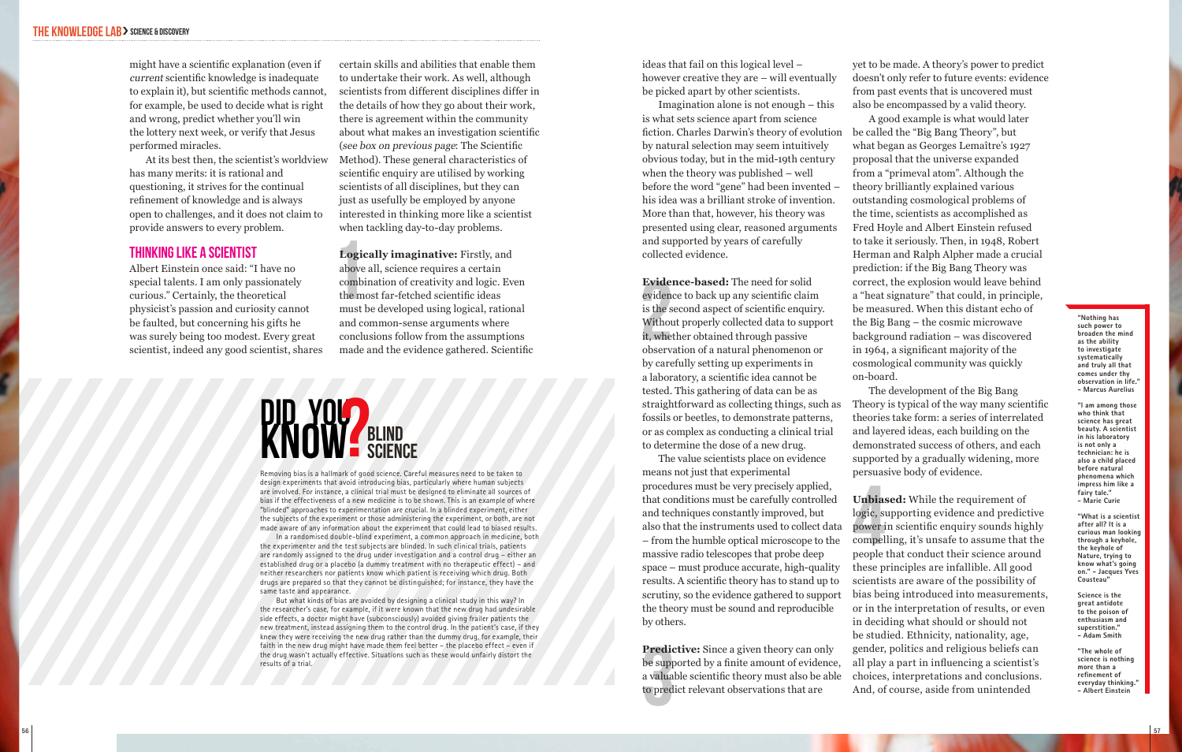might have a scientific explanation (even if *current* scientific knowledge is inadequate to explain it), but scientific methods cannot, for example, be used to decide what is right and wrong, predict whether you'll win the lottery next week, or verify that Jesus performed miracles.

At its best then, the scientist's worldview has many merits: it is rational and questioning, it strives for the continual refinement of knowledge and is always open to challenges, and it does not claim to provide answers to every problem.

## THINKING LIKE A SCIENTIST

Albert Einstein once said: "I have no special talents. I am only passionately curious." Certainly, the theoretical physicist's passion and curiosity cannot be faulted, but concerning his gifts he was surely being too modest. Every great scientist, indeed any good scientist, shares certain skills and abilities that enable them to undertake their work. As well, although scientists from different disciplines differ in the details of how they go about their work, there is agreement within the community about what makes an investigation scientific (*see box on previous page*: The Scientific Method). These general characteristics of scientific enquiry are utilised by working scientists of all disciplines, but they can just as usefully be employed by anyone interested in thinking more like a scientist when tackling day-to-day problems.

1. **Logically imaginative:** Firstly, and above all, science requires a certain combination of creativity and logic. Even the most far-fetched scientific ideas must be developed using logical, rational and common-sense arguments where conclusions follow from the assumptions made and the evidence gathered. Scientific ideas that fail on this logical level – however creative they are – will eventually be picked apart by other scientists.

Imagination alone is not enough – this is what sets science apart from science fiction. Charles Darwin's theory of evolution by natural selection may seem intuitively obvious today, but in the mid-19th century when the theory was published – well before the word "gene" had been invented – his idea was a brilliant stroke of invention. More than that, however, his theory was presented using clear, reasoned arguments and supported by years of carefully collected evidence.

2. **Evidence-based:** The need for solid evidence to back up any scientific claim is the second aspect of scientific enquiry. Without properly collected data to support it, whether obtained through passive observation of a natural phenomenon or by carefully setting up experiments in a laboratory, a scientific idea cannot be tested. This gathering of data can be as straightforward as collecting things, such as fossils or beetles, to demonstrate patterns, or as complex as conducting a clinical trial to determine the dose of a new drug.

The value scientists place on evidence means not just that experimental procedures must be very precisely applied, that conditions must be carefully controlled and techniques constantly improved, but also that the instruments used to collect data – from the humble optical microscope to the massive radio telescopes that probe deep space – must produce accurate, high-quality results. A scientific theory has to stand up to scrutiny, so the evidence gathered to support the theory must be sound and reproducible by others.

3. **Predictive:** Since a given theory can only be supported by a finite amount of evidence, a valuable scientific theory must also be able to predict relevant observations that are yet to be made. A theory's power to predict doesn't only refer to future events: evidence from past events that is uncovered must also be encompassed by a valid theory.

A good example is what would later be called the "Big Bang Theory", but what began as Georges Lemaître's 1927 proposal that the universe expanded from a "primeval atom". Although the theory brilliantly explained various outstanding cosmological problems of the time, scientists as accomplished as Fred Hoyle and Albert Einstein refused to take it seriously. Then, in 1948, Robert Herman and Ralph Alpher made a crucial prediction: if the Big Bang Theory was correct, the explosion would leave behind a "heat signature" that could, in principle, be measured. When this distant echo of the Big Bang – the cosmic microwave background radiation – was discovered in 1964, a significant majority of the cosmological community was quickly on-board.

The development of the Big Bang Theory is typical of the way many scientific theories take form: a series of interrelated and layered ideas, each building on the demonstrated success of others, and each supported by a gradually widening, more persuasive body of evidence.

4. **Unbiased:** While the requirement of logic, supporting evidence and predictive power in scientific enquiry sounds highly compelling, it's unsafe to assume that the people that conduct their science around these principles are infallible. All good scientists are aware of the possibility of bias being introduced into measurements, or in the interpretation of results, or even in deciding what should or should not be studied. Ethnicity, nationality, age, gender, politics and religious beliefs can all play a part in influencing a scientist's choices, interpretations and conclusions. And, of course, aside from unintended

## DID YOU KNOW? BLIND SCIENCE

Removing bias is a hallmark of good science. Careful measures need to be taken to design experiments that avoid introducing bias, particularly where human subjects are involved. For instance, a clinical trial must be designed to eliminate all sources of bias if the effectiveness of a new medicine is to be shown. This is an example of where "blinded" approaches to experimentation are crucial. In a blinded experiment, either the subjects of the experiment or those administering the experiment, or both, are not made aware of any information about the experiment that could lead to biased results.

In a randomised double-blind experiment, a common approach in medicine, both the experimenter and the test subjects are blinded. In such clinical trials, patients are randomly assigned to the drug under investigation and a control drug – either an established drug or a placebo (a dummy treatment with no therapeutic effect) – and neither researchers nor patients know which patient is receiving which drug. Both drugs are prepared so that they cannot be distinguished; for instance, they have the same taste and appearance.

But what kinds of bias are avoided by designing a clinical study in this way? In the researcher's case, for example, if it were known that the new drug had undesirable side effects, a doctor might have (subconsciously) avoided giving frailer patients the new treatment, instead assigning them to the control drug. In the patient's case, if they knew they were receiving the new drug rather than the dummy drug, for example, their faith in the new drug might have made them feel better – the placebo effect – even if the drug wasn't actually effective. Situations such as these would unfairly distort the results of a trial.

"Nothing has such power to broaden the mind as the ability to investigate systematically and truly all that comes under thy observation in life." – Marcus Aurelius

"I am among those who think that science has great beauty. A scientist in his laboratory is not only a technician: he is also a child placed before natural phenomena which impress him like a fairy tale." – Marie Curie

"What is a scientist after all? It is a curious man looking through a keyhole, the keyhole of Nature, trying to know what's going on." – Jacques Yves Cousteau"

Science is the great antidote to the poison of enthusiasm and superstition." – Adam Smith

"The whole of science is nothing more than a refinement of everyday thinking." – Albert Einstein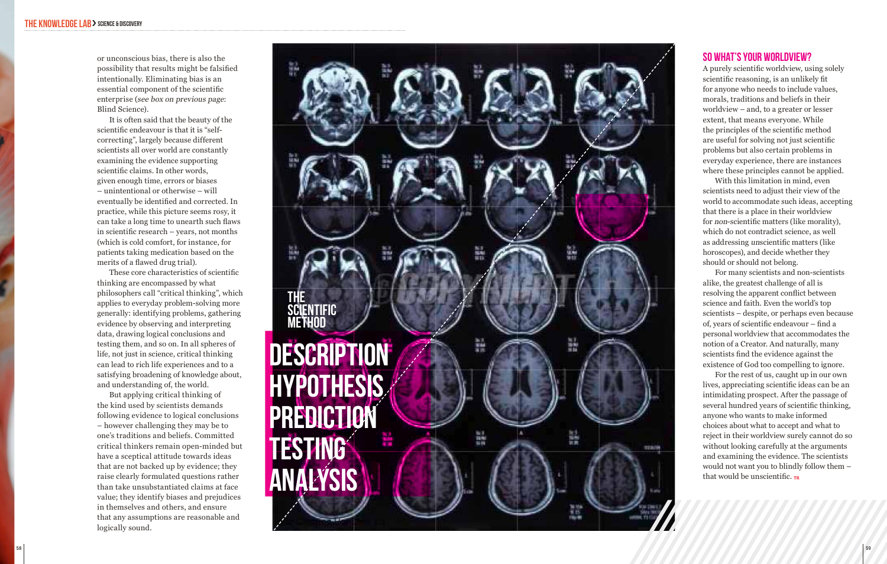or unconscious bias, there is also the possibility that results might be falsified intentionally. Eliminating bias is an essential component of the scientific enterprise (*see box on previous page*: Blind Science).

It is often said that the beauty of the scientific endeavour is that it is "self-correcting", largely because different scientists all over world are constantly examining the evidence supporting scientific claims. In other words, given enough time, errors or biases – unintentional or otherwise – will eventually be identified and corrected. In practice, while this picture seems rosy, it can take a long time to unearth such flaws in scientific research – years, not months (which is cold comfort, for instance, for patients taking medication based on the merits of a flawed drug trial).

These core characteristics of scientific thinking are encompassed by what philosophers call "critical thinking", which applies to everyday problem-solving more generally: identifying problems, gathering evidence by observing and interpreting data, drawing logical conclusions and testing them, and so on. In all spheres of life, not just in science, critical thinking can lead to rich life experiences and to a satisfying broadening of knowledge about, and understanding of, the world.

But applying critical thinking of the kind used by scientists demands following evidence to logical conclusions – however challenging they may be to one's traditions and beliefs. Committed critical thinkers remain open-minded but have a sceptical attitude towards ideas that are not backed up by evidence; they raise clearly formulated questions rather than take unsubstantiated claims at face value; they identify biases and prejudices in themselves and others, and ensure that any assumptions are reasonable and logically sound.

**THE SCIENTIFIC METHOD**

**DESCRIPTION**
**HYPOTHESIS**
**PREDICTION**
**TESTING**
**ANALYSIS**

## SO WHAT'S YOUR WORLDVIEW?

A purely scientific worldview, using solely scientific reasoning, is an unlikely fit for anyone who needs to include values, morals, traditions and beliefs in their worldview – and, to a greater or lesser extent, that means everyone. While the principles of the scientific method are useful for solving not just scientific problems but also certain problems in everyday experience, there are instances where these principles cannot be applied.

With this limitation in mind, even scientists need to adjust their view of the world to accommodate such ideas, accepting that there is a place in their worldview for *non*-scientific matters (like morality), which do not contradict science, as well as addressing *un*scientific matters (like horoscopes), and decide whether they should or should not belong.

For many scientists and non-scientists alike, the greatest challenge of all is resolving the apparent conflict between science and faith. Even the world's top scientists – despite, or perhaps even because of, years of scientific endeavour – find a personal worldview that accommodates the notion of a Creator. And naturally, many scientists find the evidence against the existence of God too compelling to ignore.

For the rest of us, caught up in our own lives, appreciating scientific ideas can be an intimidating prospect. After the passage of several hundred years of scientific thinking, anyone who wants to make informed choices about what to accept and what to reject in their worldview surely cannot do so without looking carefully at the arguments and examining the evidence. The scientists would not want you to blindly follow them – that would be unscientific. TR